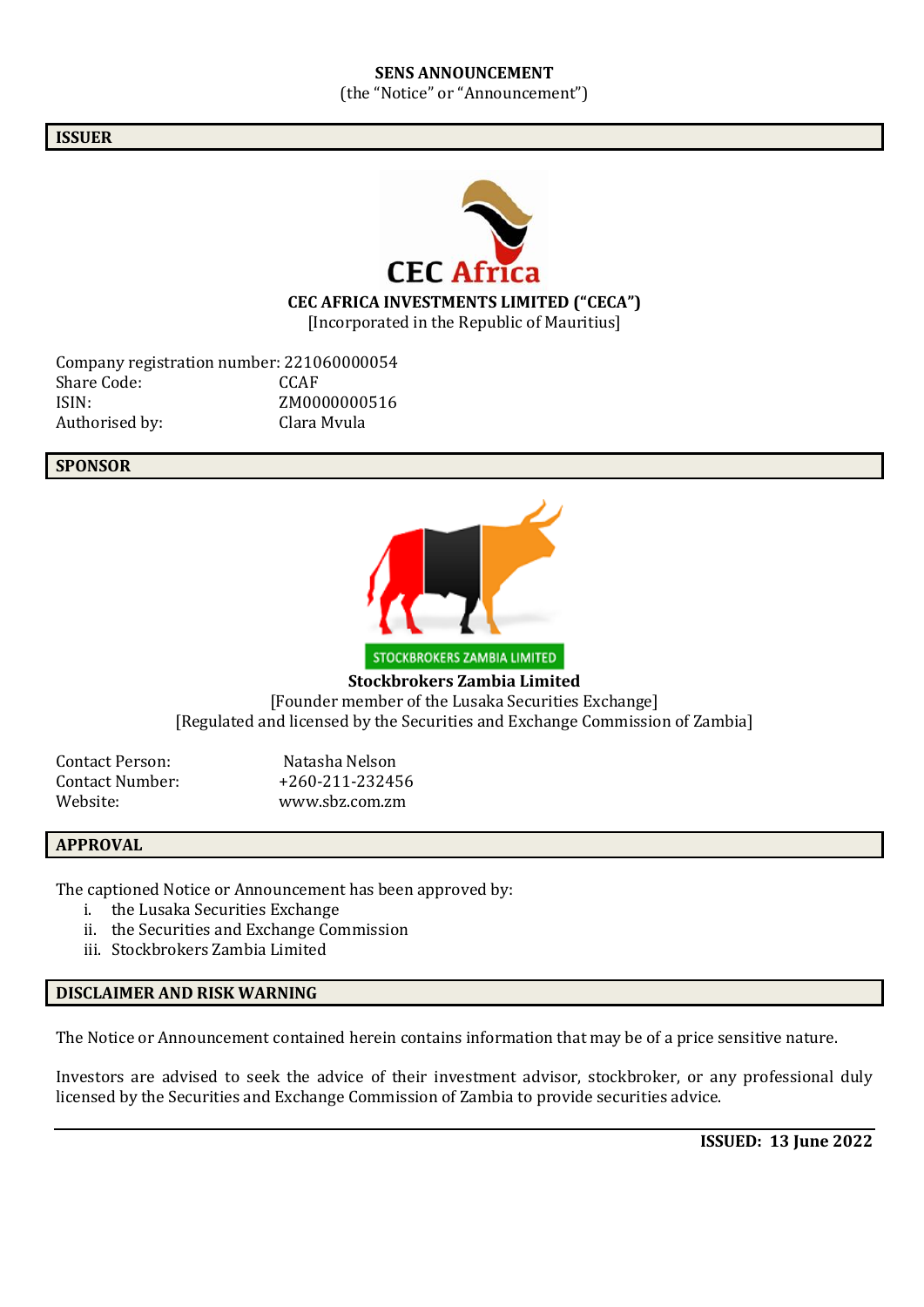**SENS ANNOUNCEMENT**

(the "Notice" or "Announcement")

## ISSUER

CEC Africa

**CEC AFRICA INVESTMENTS LIMITED ("CECA")**

[Incorporated in the Republic of Mauritius]

Company registration number: 221060000054
Share Code: CCAF
ISIN: ZM0000000516
Authorised by: Clara Mvula

## SPONSOR

STOCKBROKERS ZAMBIA LIMITED

**Stockbrokers Zambia Limited**

[Founder member of the Lusaka Securities Exchange]

[Regulated and licensed by the Securities and Exchange Commission of Zambia]

Contact Person: Natasha Nelson
Contact Number: +260-211-232456
Website: www.sbz.com.zm

## APPROVAL

The captioned Notice or Announcement has been approved by:

i. the Lusaka Securities Exchange
ii. the Securities and Exchange Commission
iii. Stockbrokers Zambia Limited

## DISCLAIMER AND RISK WARNING

The Notice or Announcement contained herein contains information that may be of a price sensitive nature.

Investors are advised to seek the advice of their investment advisor, stockbroker, or any professional duly licensed by the Securities and Exchange Commission of Zambia to provide securities advice.

---

**ISSUED: 13 June 2022**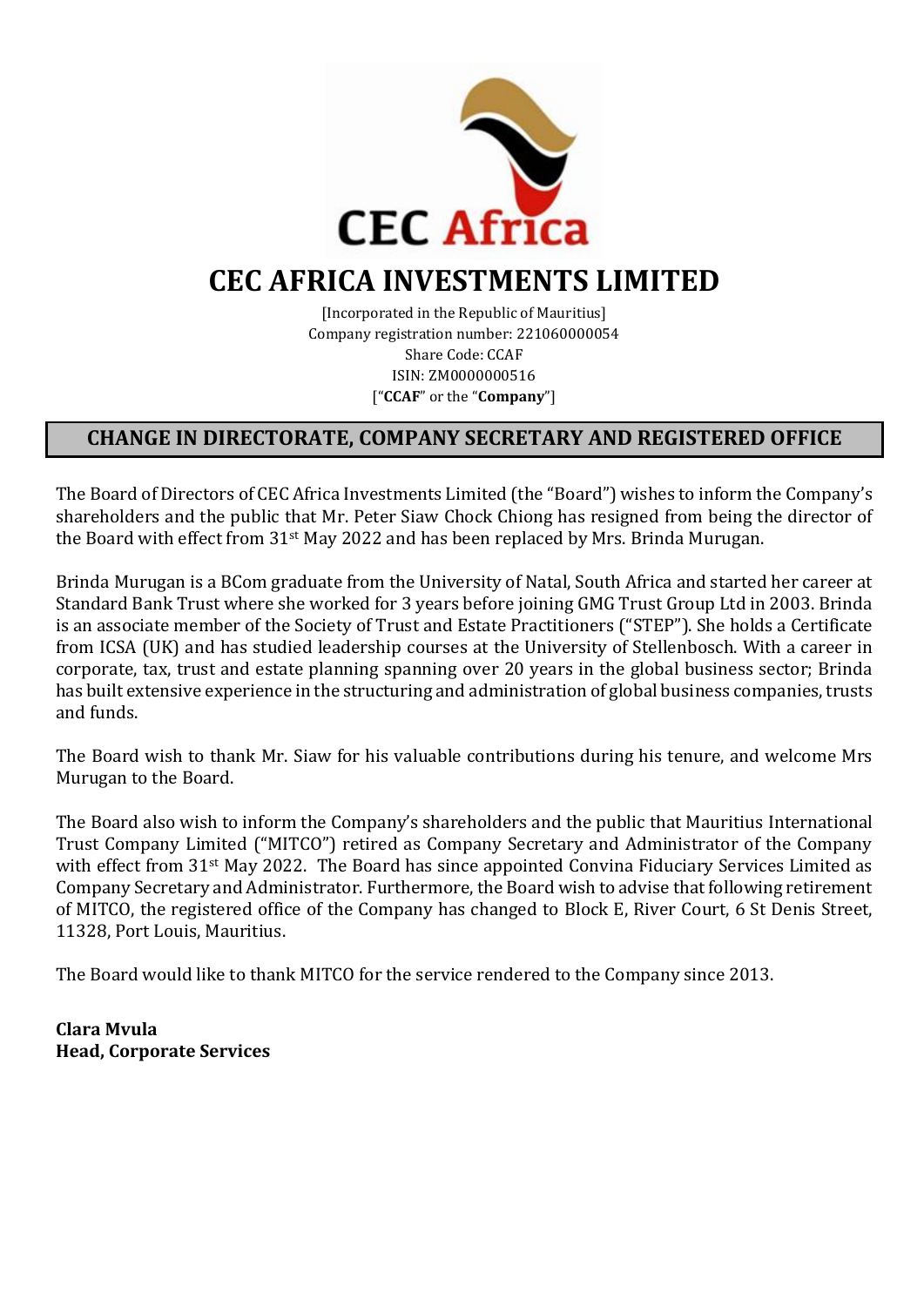# CEC AFRICA INVESTMENTS LIMITED

[Incorporated in the Republic of Mauritius]
Company registration number: 221060000054
Share Code: CCAF
ISIN: ZM0000000516
["**CCAF**" or the "**Company**"]

## CHANGE IN DIRECTORATE, COMPANY SECRETARY AND REGISTERED OFFICE

The Board of Directors of CEC Africa Investments Limited (the "Board") wishes to inform the Company's shareholders and the public that Mr. Peter Siaw Chock Chiong has resigned from being the director of the Board with effect from 31st May 2022 and has been replaced by Mrs. Brinda Murugan.

Brinda Murugan is a BCom graduate from the University of Natal, South Africa and started her career at Standard Bank Trust where she worked for 3 years before joining GMG Trust Group Ltd in 2003. Brinda is an associate member of the Society of Trust and Estate Practitioners ("STEP"). She holds a Certificate from ICSA (UK) and has studied leadership courses at the University of Stellenbosch. With a career in corporate, tax, trust and estate planning spanning over 20 years in the global business sector; Brinda has built extensive experience in the structuring and administration of global business companies, trusts and funds.

The Board wish to thank Mr. Siaw for his valuable contributions during his tenure, and welcome Mrs Murugan to the Board.

The Board also wish to inform the Company's shareholders and the public that Mauritius International Trust Company Limited ("MITCO") retired as Company Secretary and Administrator of the Company with effect from 31st May 2022. The Board has since appointed Convina Fiduciary Services Limited as Company Secretary and Administrator. Furthermore, the Board wish to advise that following retirement of MITCO, the registered office of the Company has changed to Block E, River Court, 6 St Denis Street, 11328, Port Louis, Mauritius.

The Board would like to thank MITCO for the service rendered to the Company since 2013.

**Clara Mvula**
**Head, Corporate Services**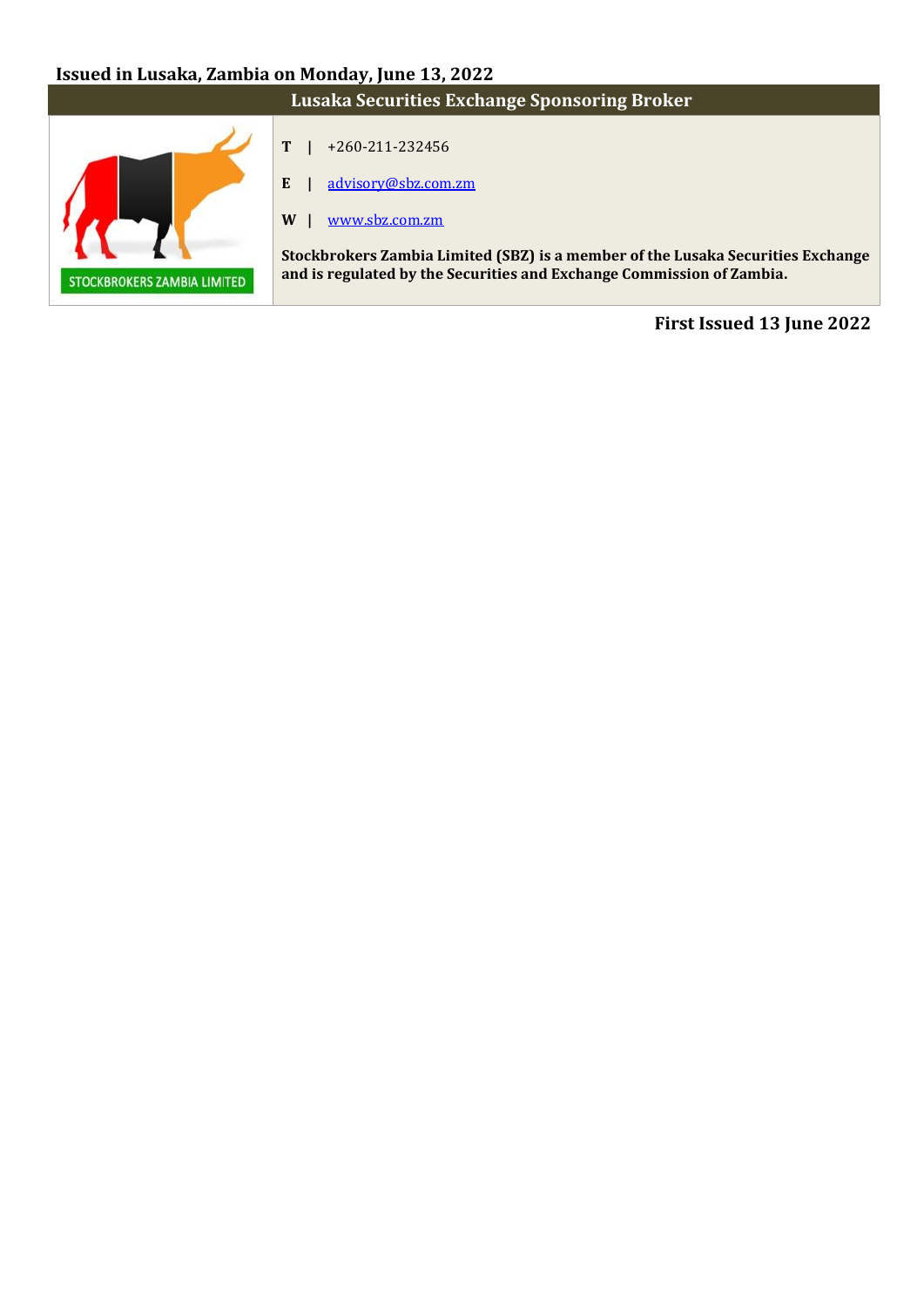**Issued in Lusaka, Zambia on Monday, June 13, 2022**

| Lusaka Securities Exchange Sponsoring Broker | |
|---|---|
| STOCKBROKERS ZAMBIA LIMITED | **T** \| +260-211-232456<br><br>**E** \| advisory@sbz.com.zm<br><br>**W** \| www.sbz.com.zm<br><br>**Stockbrokers Zambia Limited (SBZ) is a member of the Lusaka Securities Exchange and is regulated by the Securities and Exchange Commission of Zambia.** |

**First Issued 13 June 2022**